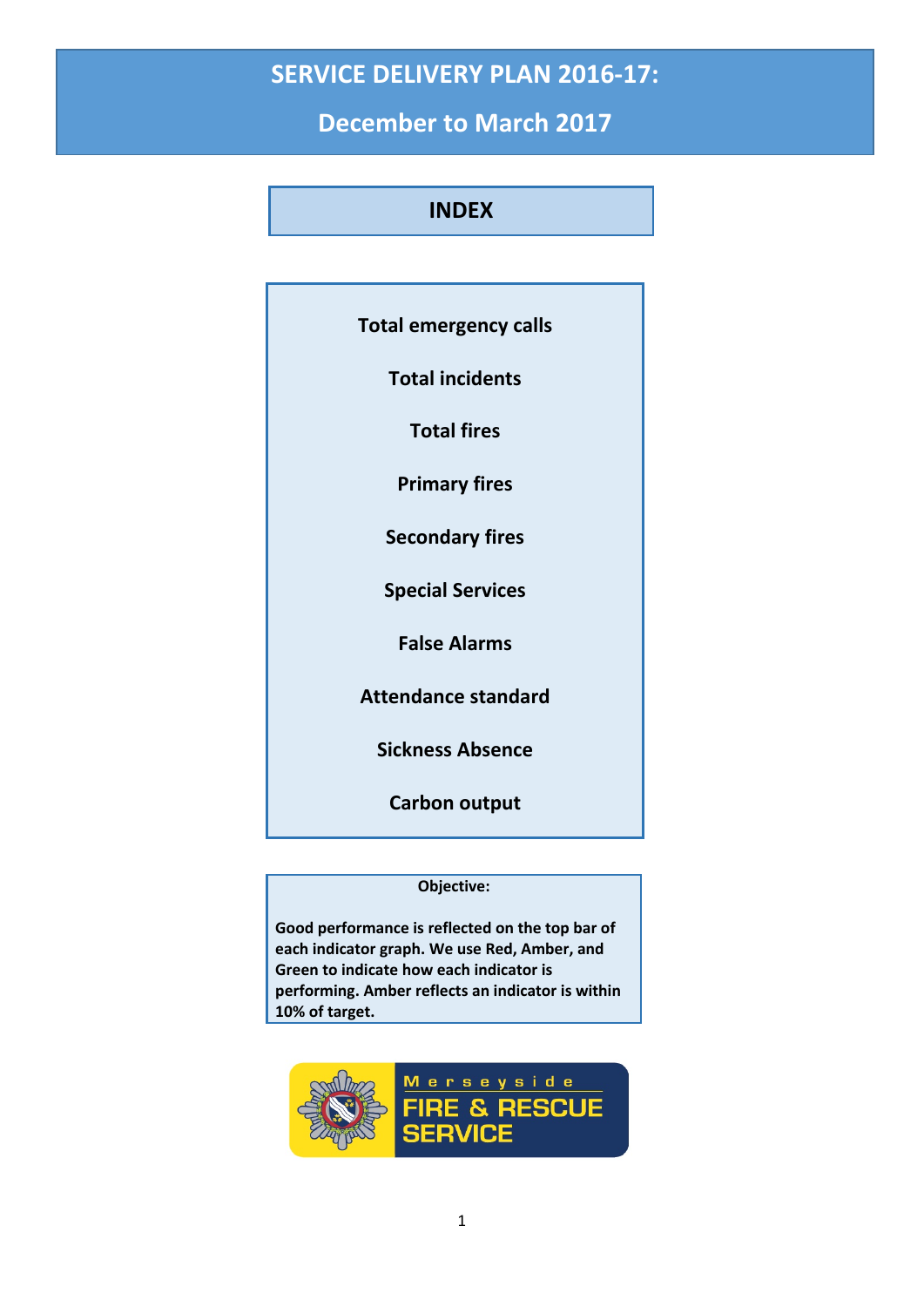# SERVICE DELIVERY PLAN 2016-17:

## December to March 2017

## INDEX

- Total emergency calls
- Total incidents
- Total fires
- Primary fires
- Secondary fires
- Special Services
- False Alarms
- Attendance standard
- Sickness Absence
- Carbon output

**Objective:**

**Good performance is reflected on the top bar of each indicator graph. We use Red, Amber, and Green to indicate how each indicator is performing. Amber reflects an indicator is within 10% of target.**

Merseyside FIRE & RESCUE SERVICE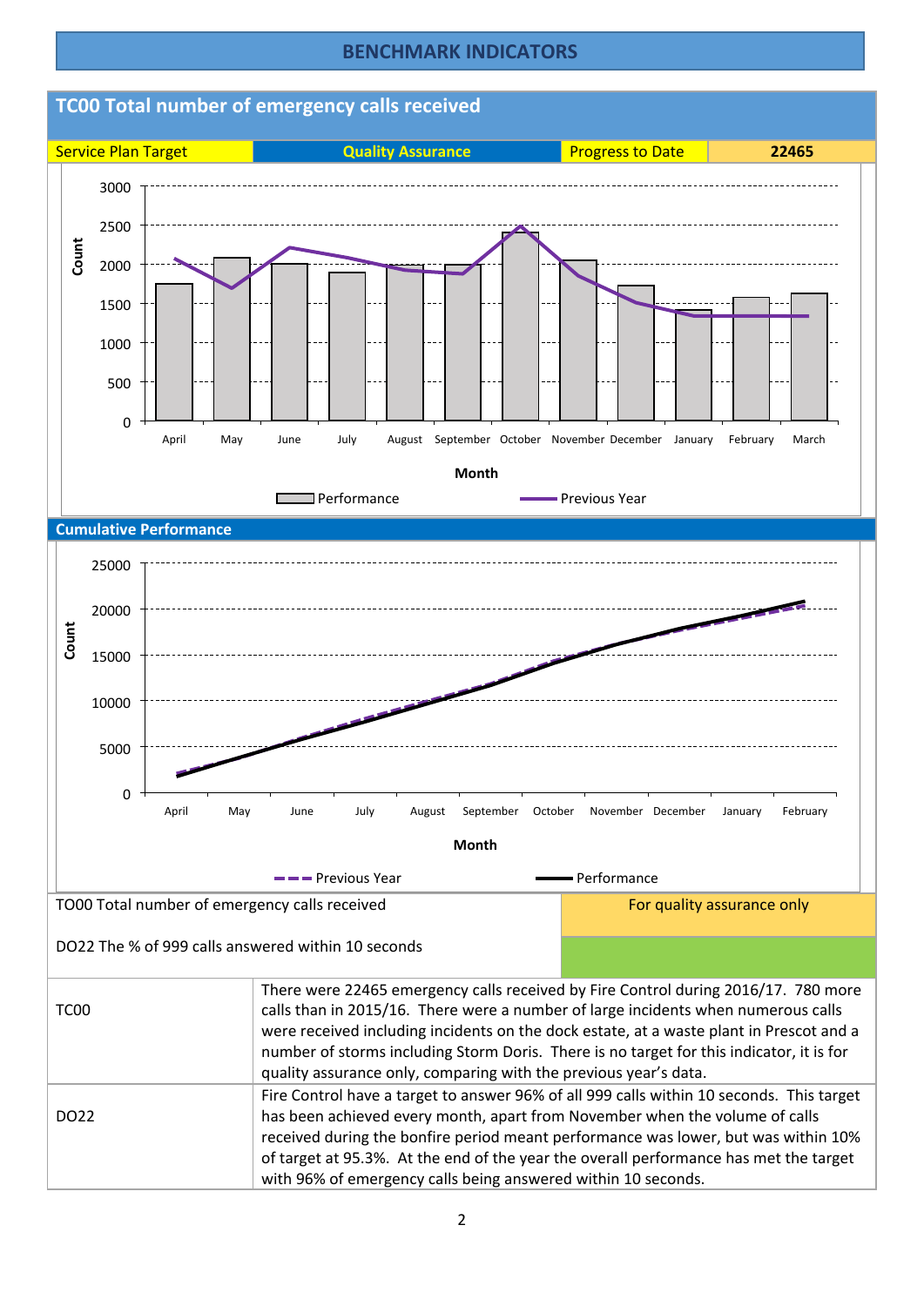# BENCHMARK INDICATORS

## TC00 Total number of emergency calls received

| Service Plan Target | Quality Assurance | Progress to Date | 22465 |
| --- | --- | --- | --- |

Count

Month

Performance — Previous Year

### Cumulative Performance

Count

Month

Previous Year — Performance

| TO00 Total number of emergency calls received | For quality assurance only |
| --- | --- |
| DO22 The % of 999 calls answered within 10 seconds | |

| | |
| --- | --- |
| TC00 | There were 22465 emergency calls received by Fire Control during 2016/17. 780 more calls than in 2015/16. There were a number of large incidents when numerous calls were received including incidents on the dock estate, at a waste plant in Prescot and a number of storms including Storm Doris. There is no target for this indicator, it is for quality assurance only, comparing with the previous year's data. |
| DO22 | Fire Control have a target to answer 96% of all 999 calls within 10 seconds. This target has been achieved every month, apart from November when the volume of calls received during the bonfire period meant performance was lower, but was within 10% of target at 95.3%. At the end of the year the overall performance has met the target with 96% of emergency calls being answered within 10 seconds. |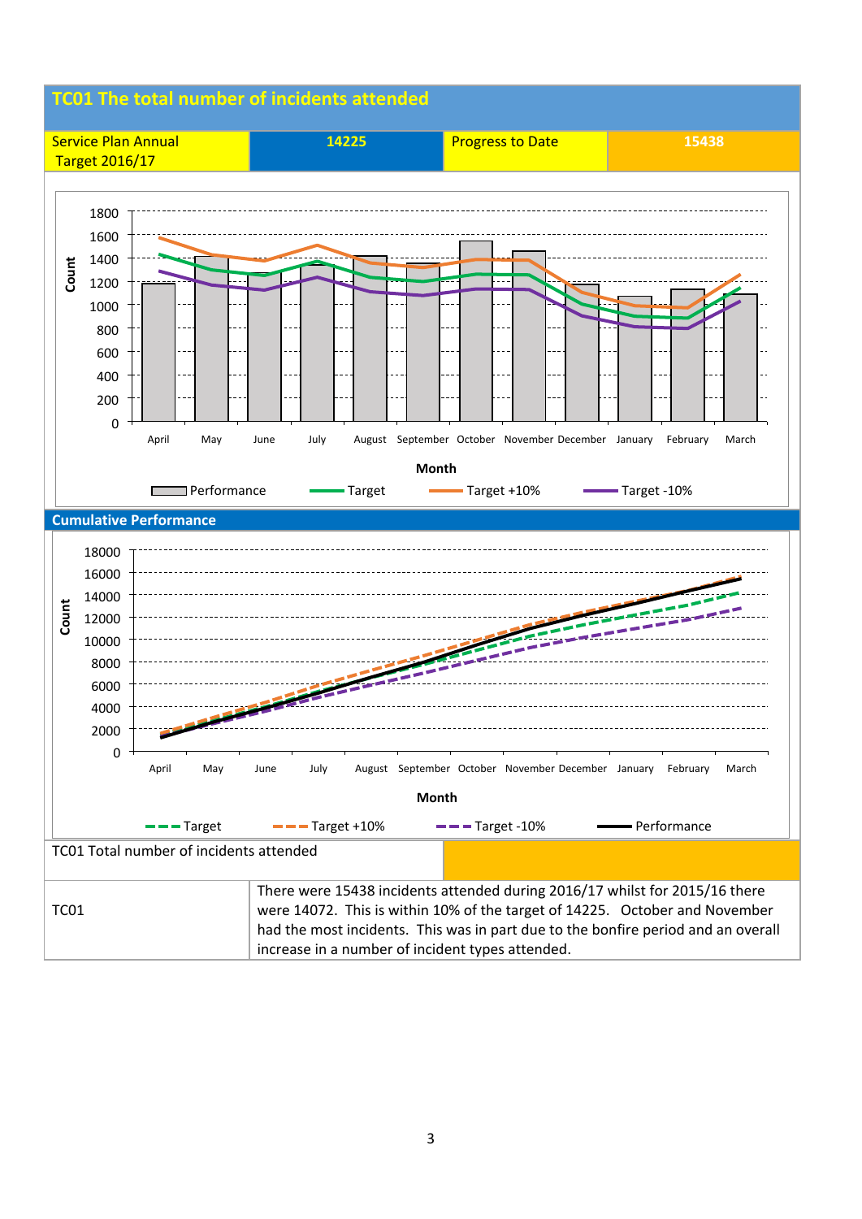## TC01 The total number of incidents attended

| Service Plan Annual Target 2016/17 | 14225 | Progress to Date | 15438 |
|---|---|---|---|

**Cumulative Performance**

| TC01 Total number of incidents attended | |
|---|---|
| TC01 | There were 15438 incidents attended during 2016/17 whilst for 2015/16 there were 14072. This is within 10% of the target of 14225. October and November had the most incidents. This was in part due to the bonfire period and an overall increase in a number of incident types attended. |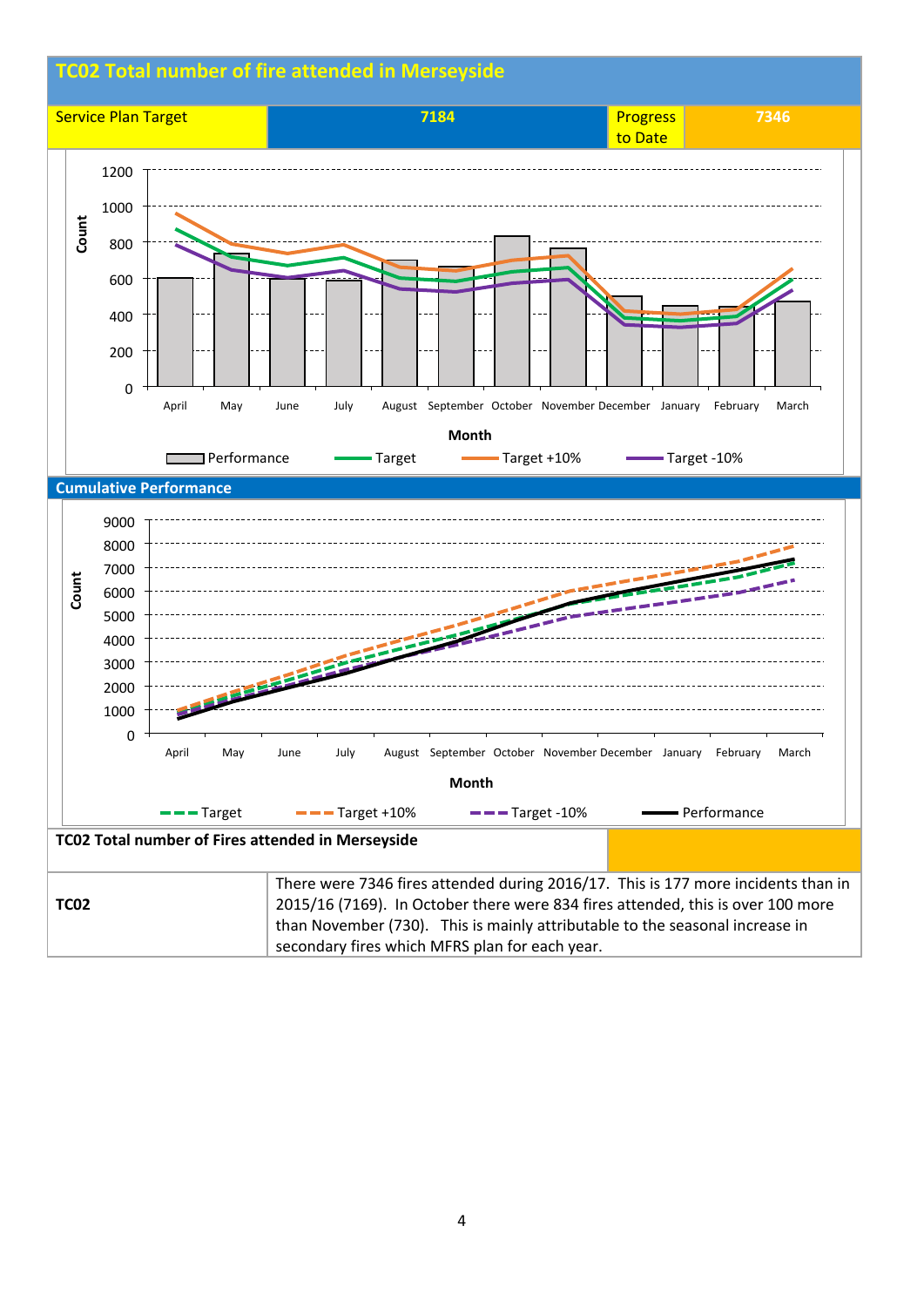## TC02 Total number of fire attended in Merseyside

| Service Plan Target | 7184 | Progress to Date | 7346 |
|---|---|---|---|

Count

1200
1000
800
600
400
200
0

April May June July August September October November December January February March

Month

Performance — Target — Target +10% — Target -10%

### Cumulative Performance

Count

9000
8000
7000
6000
5000
4000
3000
2000
1000
0

April May June July August September October November December January February March

Month

Target — Target +10% — Target -10% — Performance

| TC02 Total number of Fires attended in Merseyside | |
|---|---|
| TC02 | There were 7346 fires attended during 2016/17. This is 177 more incidents than in 2015/16 (7169). In October there were 834 fires attended, this is over 100 more than November (730). This is mainly attributable to the seasonal increase in secondary fires which MFRS plan for each year. |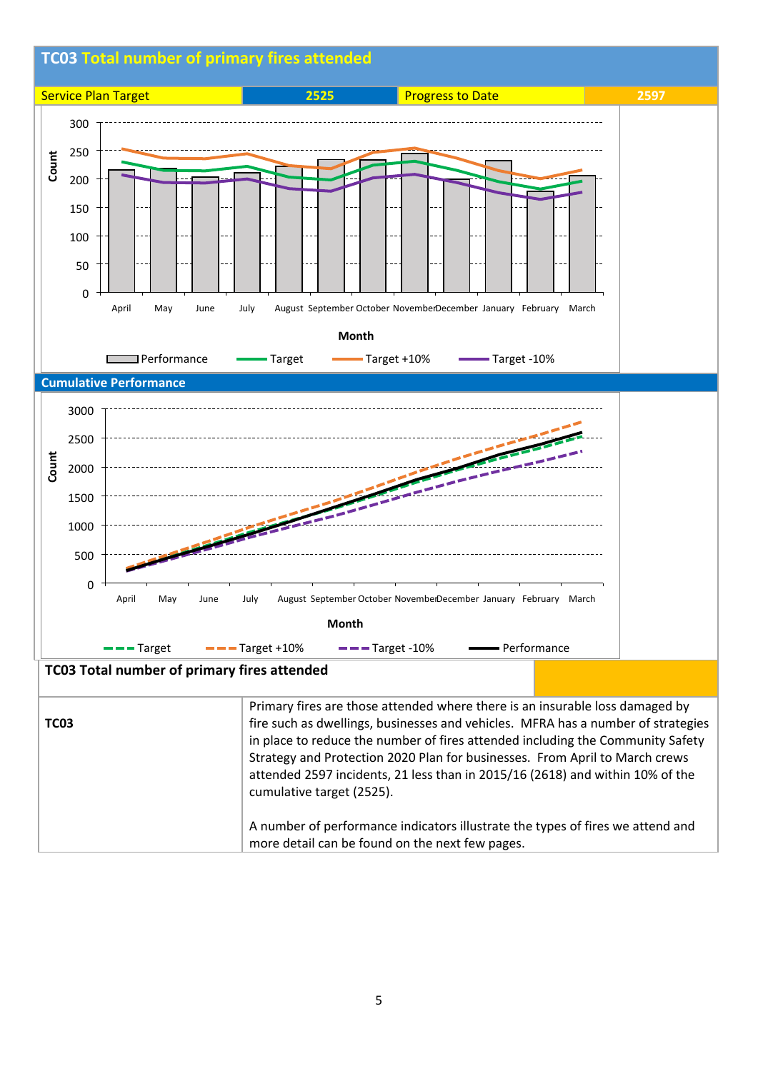# TC03 Total number of primary fires attended

| Service Plan Target | 2525 | Progress to Date | 2597 |
|---|---|---|---|

## Cumulative Performance

| TC03 Total number of primary fires attended | |
|---|---|
| **TC03** | Primary fires are those attended where there is an insurable loss damaged by fire such as dwellings, businesses and vehicles. MFRA has a number of strategies in place to reduce the number of fires attended including the Community Safety Strategy and Protection 2020 Plan for businesses. From April to March crews attended 2597 incidents, 21 less than in 2015/16 (2618) and within 10% of the cumulative target (2525).<br><br>A number of performance indicators illustrate the types of fires we attend and more detail can be found on the next few pages. |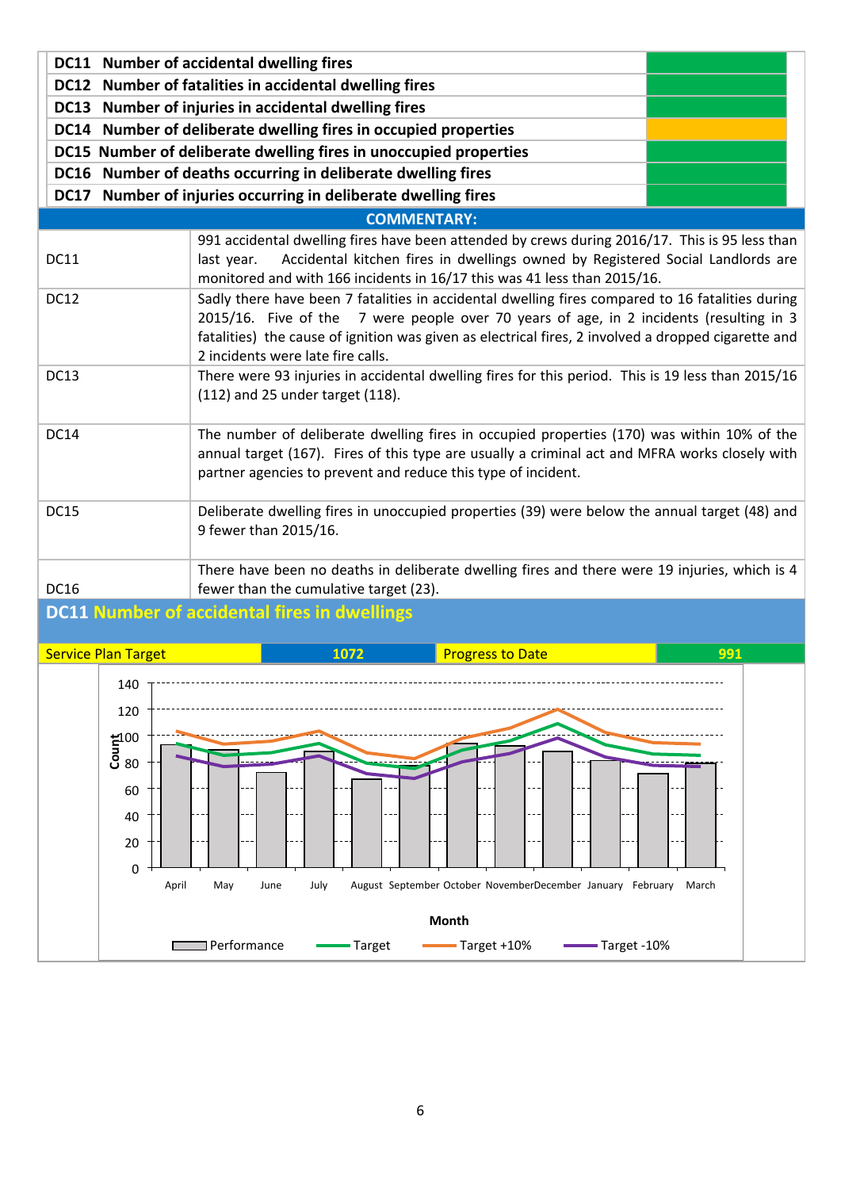| | |
|---|---|
| **DC11 Number of accidental dwelling fires** | |
| **DC12 Number of fatalities in accidental dwelling fires** | |
| **DC13 Number of injuries in accidental dwelling fires** | |
| **DC14 Number of deliberate dwelling fires in occupied properties** | |
| **DC15 Number of deliberate dwelling fires in unoccupied properties** | |
| **DC16 Number of deaths occurring in deliberate dwelling fires** | |
| **DC17 Number of injuries occurring in deliberate dwelling fires** | |

**COMMENTARY:**

| | |
|---|---|
| DC11 | 991 accidental dwelling fires have been attended by crews during 2016/17. This is 95 less than last year. Accidental kitchen fires in dwellings owned by Registered Social Landlords are monitored and with 166 incidents in 16/17 this was 41 less than 2015/16. |
| DC12 | Sadly there have been 7 fatalities in accidental dwelling fires compared to 16 fatalities during 2015/16. Five of the 7 were people over 70 years of age, in 2 incidents (resulting in 3 fatalities) the cause of ignition was given as electrical fires, 2 involved a dropped cigarette and 2 incidents were late fire calls. |
| DC13 | There were 93 injuries in accidental dwelling fires for this period. This is 19 less than 2015/16 (112) and 25 under target (118). |
| DC14 | The number of deliberate dwelling fires in occupied properties (170) was within 10% of the annual target (167). Fires of this type are usually a criminal act and MFRA works closely with partner agencies to prevent and reduce this type of incident. |
| DC15 | Deliberate dwelling fires in unoccupied properties (39) were below the annual target (48) and 9 fewer than 2015/16. |
| DC16 | There have been no deaths in deliberate dwelling fires and there were 19 injuries, which is 4 fewer than the cumulative target (23). |

## DC11 Number of accidental fires in dwellings

| Service Plan Target | 1072 | Progress to Date | 991 |
|---|---|---|---|

Chart: Count by Month (April – March); Legend: Performance, Target, Target +10%, Target -10%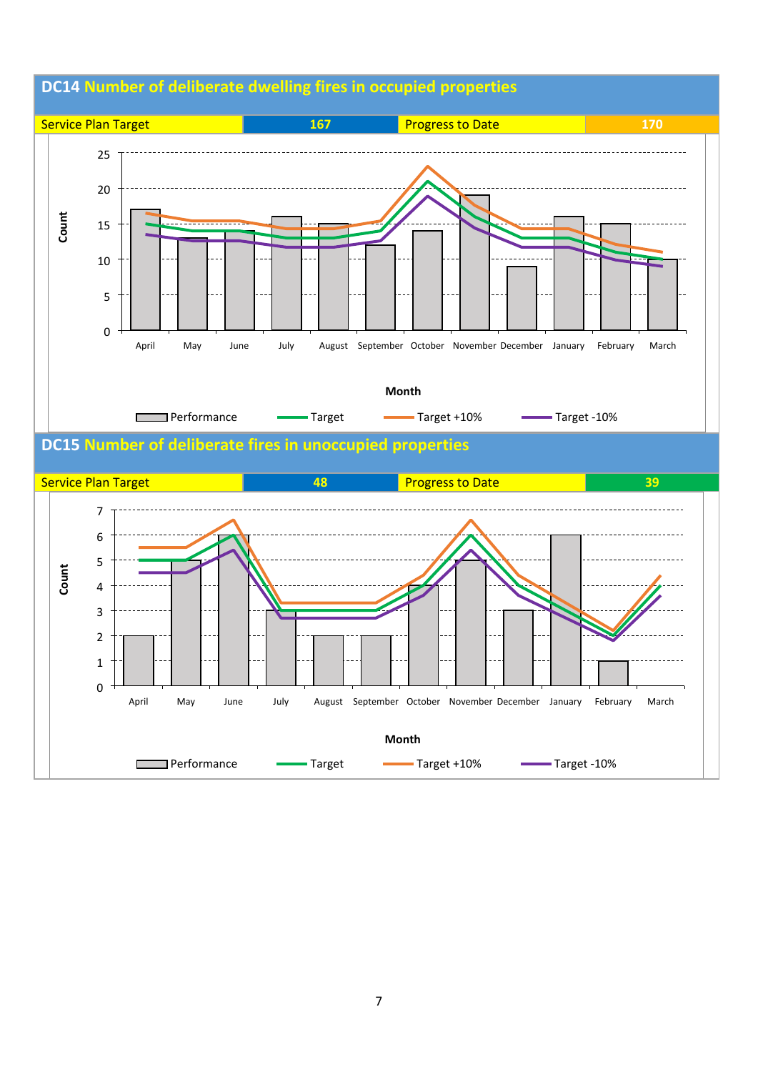## DC14 Number of deliberate dwelling fires in occupied properties

| Service Plan Target | 167 | Progress to Date | 170 |
|---|---|---|---|

Count

25
20
15
10
5
0

April May June July August September October November December January February March

Month

Performance — Target — Target +10% — Target -10%

## DC15 Number of deliberate fires in unoccupied properties

| Service Plan Target | 48 | Progress to Date | 39 |
|---|---|---|---|

Count

7
6
5
4
3
2
1
0

April May June July August September October November December January February March

Month

Performance — Target — Target +10% — Target -10%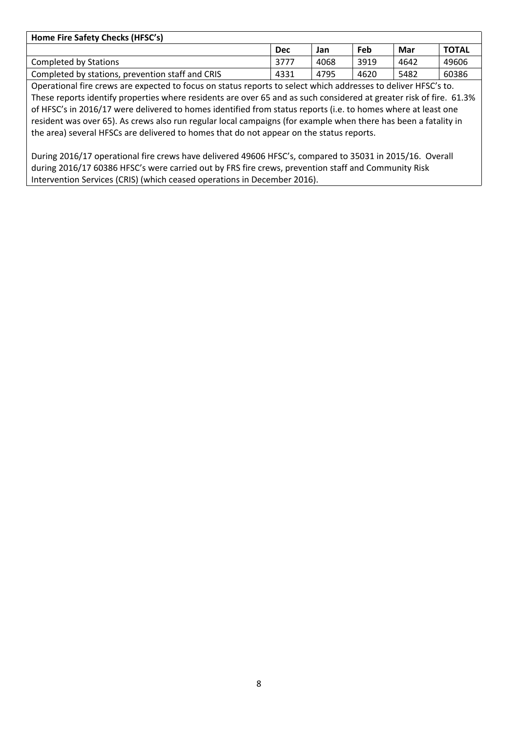| Home Fire Safety Checks (HFSC's) | | | | | |
|---|---|---|---|---|---|
| | **Dec** | **Jan** | **Feb** | **Mar** | **TOTAL** |
| Completed by Stations | 3777 | 4068 | 3919 | 4642 | 49606 |
| Completed by stations, prevention staff and CRIS | 4331 | 4795 | 4620 | 5482 | 60386 |

Operational fire crews are expected to focus on status reports to select which addresses to deliver HFSC's to. These reports identify properties where residents are over 65 and as such considered at greater risk of fire. 61.3% of HFSC's in 2016/17 were delivered to homes identified from status reports (i.e. to homes where at least one resident was over 65). As crews also run regular local campaigns (for example when there has been a fatality in the area) several HFSCs are delivered to homes that do not appear on the status reports.

During 2016/17 operational fire crews have delivered 49606 HFSC's, compared to 35031 in 2015/16. Overall during 2016/17 60386 HFSC's were carried out by FRS fire crews, prevention staff and Community Risk Intervention Services (CRIS) (which ceased operations in December 2016).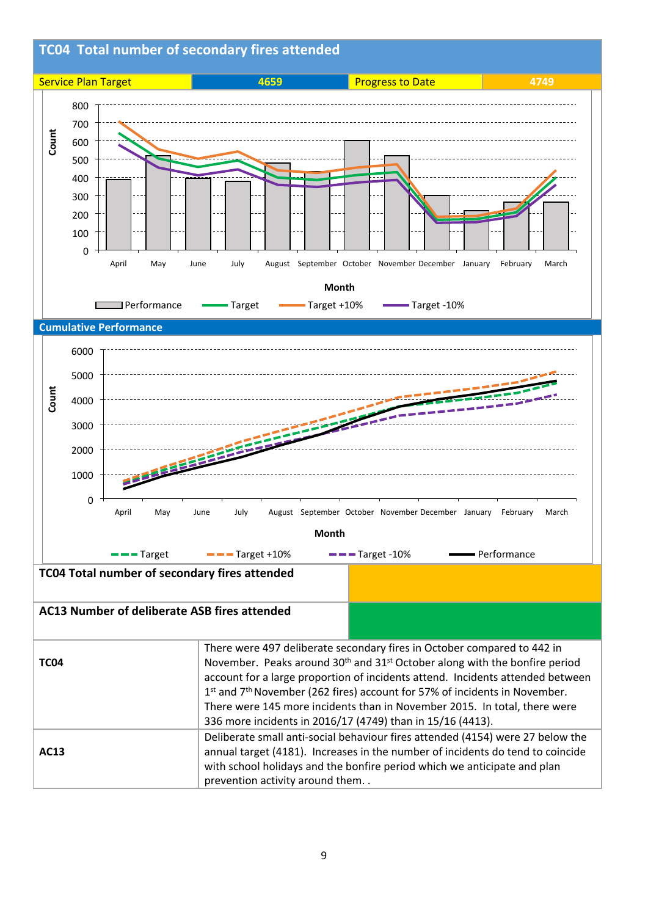## TC04 Total number of secondary fires attended

| Service Plan Target | 4659 | Progress to Date | 4749 |
|---|---|---|---|

Count

800
700
600
500
400
300
200
100
0

April May June July August September October November December January February March

Month

Performance — Target — Target +10% — Target -10%

### Cumulative Performance

Count

6000
5000
4000
3000
2000
1000
0

April May June July August September October November December January February March

Month

Target — Target +10% — Target -10% — Performance

| | |
|---|---|
| **TC04 Total number of secondary fires attended** | |
| **AC13 Number of deliberate ASB fires attended** | |

| | |
|---|---|
| **TC04** | There were 497 deliberate secondary fires in October compared to 442 in November. Peaks around 30th and 31st October along with the bonfire period account for a large proportion of incidents attend. Incidents attended between 1st and 7th November (262 fires) account for 57% of incidents in November. There were 145 more incidents than in November 2015. In total, there were 336 more incidents in 2016/17 (4749) than in 15/16 (4413). |
| **AC13** | Deliberate small anti-social behaviour fires attended (4154) were 27 below the annual target (4181). Increases in the number of incidents do tend to coincide with school holidays and the bonfire period which we anticipate and plan prevention activity around them. . |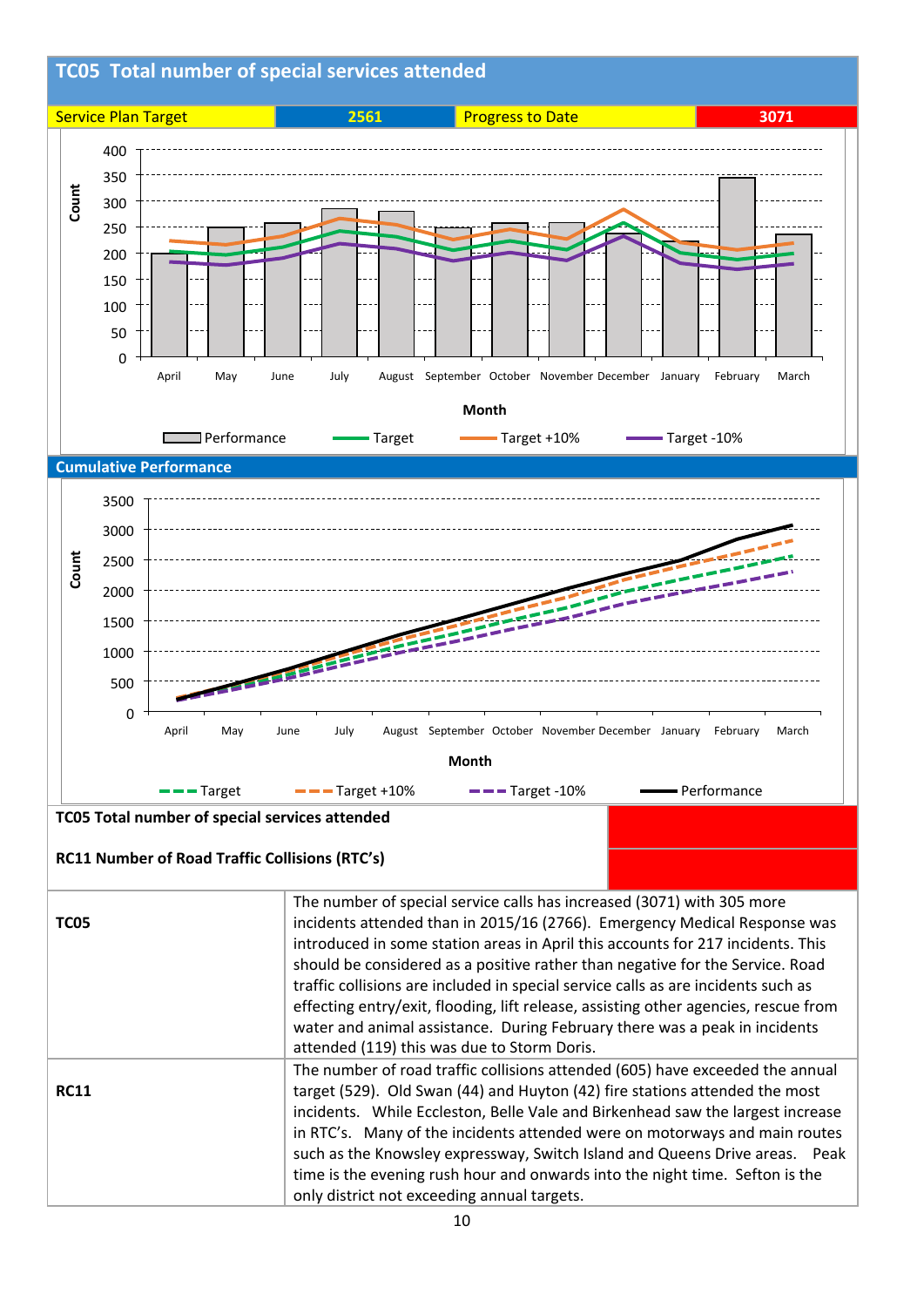## TC05 Total number of special services attended

| Service Plan Target | 2561 | Progress to Date | 3071 |
|---|---|---|---|

Count

Month

Performance — Target — Target +10% — Target -10%

### Cumulative Performance

Count

Month

Target — Target +10% — Target -10% — Performance

| | |
|---|---|
| **TC05 Total number of special services attended** | |
| **RC11 Number of Road Traffic Collisions (RTC's)** | |

| | |
|---|---|
| **TC05** | The number of special service calls has increased (3071) with 305 more incidents attended than in 2015/16 (2766). Emergency Medical Response was introduced in some station areas in April this accounts for 217 incidents. This should be considered as a positive rather than negative for the Service. Road traffic collisions are included in special service calls as are incidents such as effecting entry/exit, flooding, lift release, assisting other agencies, rescue from water and animal assistance. During February there was a peak in incidents attended (119) this was due to Storm Doris. |
| **RC11** | The number of road traffic collisions attended (605) have exceeded the annual target (529). Old Swan (44) and Huyton (42) fire stations attended the most incidents. While Eccleston, Belle Vale and Birkenhead saw the largest increase in RTC's. Many of the incidents attended were on motorways and main routes such as the Knowsley expressway, Switch Island and Queens Drive areas. Peak time is the evening rush hour and onwards into the night time. Sefton is the only district not exceeding annual targets. |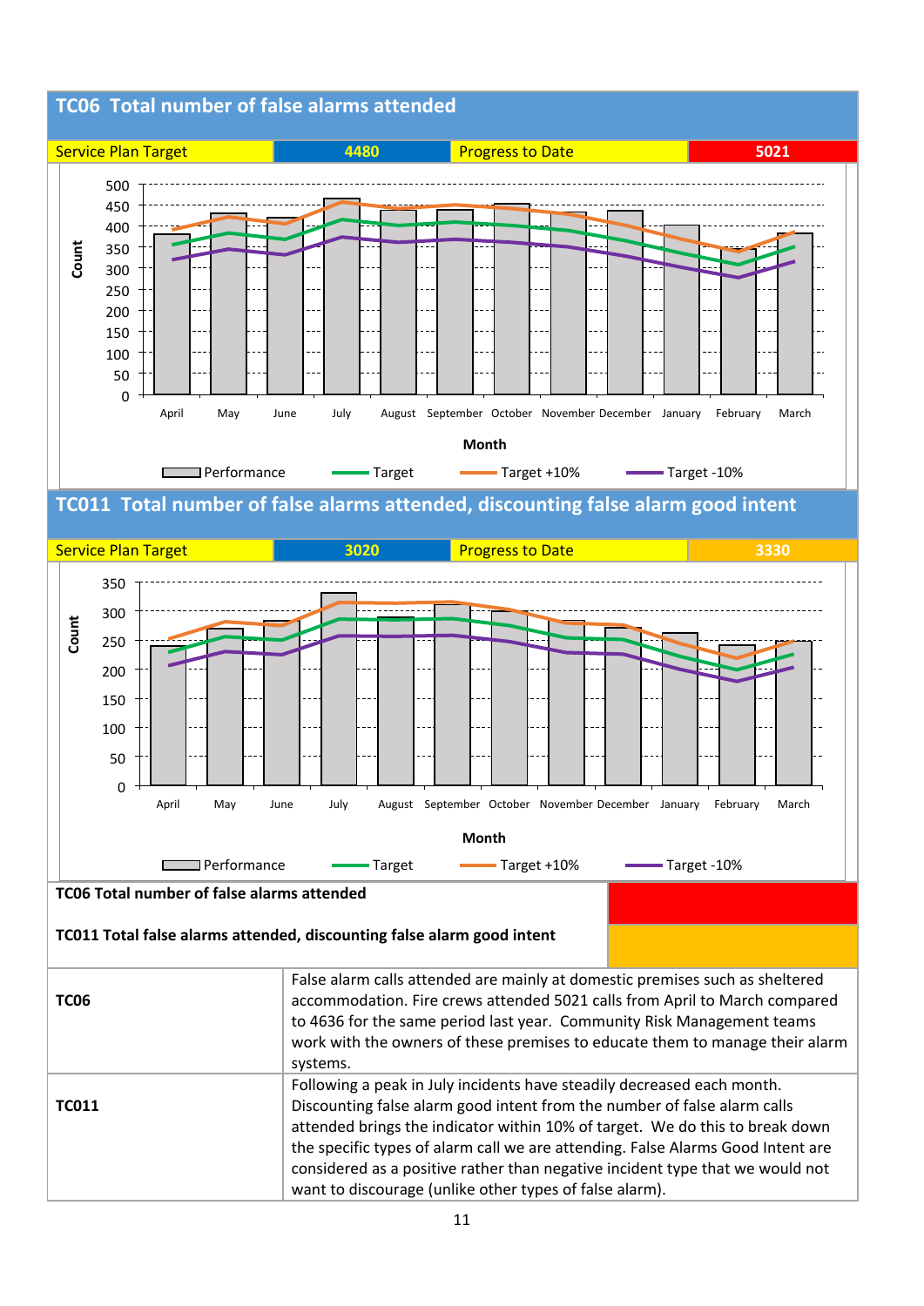## TC06 Total number of false alarms attended

| Service Plan Target | 4480 | Progress to Date | 5021 |
|---|---|---|---|

## TC011 Total number of false alarms attended, discounting false alarm good intent

| Service Plan Target | 3020 | Progress to Date | 3330 |
|---|---|---|---|

| | |
|---|---|
| **TC06 Total number of false alarms attended** | |
| **TC011 Total false alarms attended, discounting false alarm good intent** | |
| **TC06** | False alarm calls attended are mainly at domestic premises such as sheltered accommodation. Fire crews attended 5021 calls from April to March compared to 4636 for the same period last year. Community Risk Management teams work with the owners of these premises to educate them to manage their alarm systems. |
| **TC011** | Following a peak in July incidents have steadily decreased each month. Discounting false alarm good intent from the number of false alarm calls attended brings the indicator within 10% of target. We do this to break down the specific types of alarm call we are attending. False Alarms Good Intent are considered as a positive rather than negative incident type that we would not want to discourage (unlike other types of false alarm). |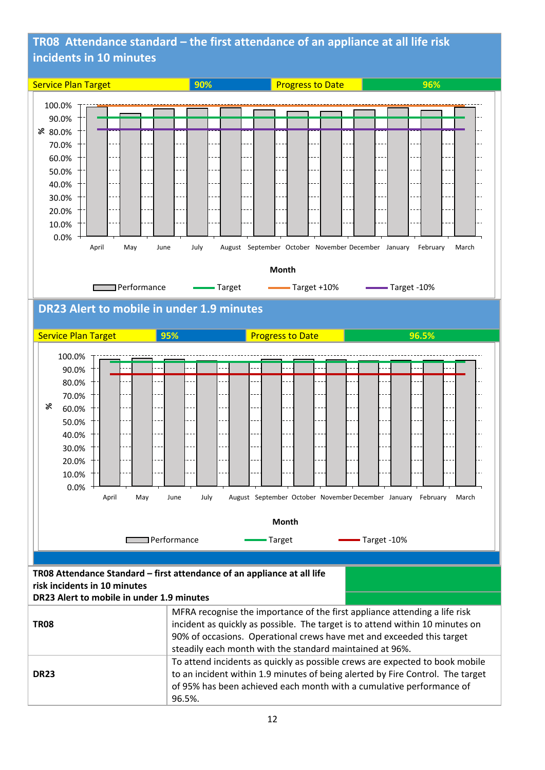## TR08 Attendance standard – the first attendance of an appliance at all life risk incidents in 10 minutes

| Service Plan Target | 90% | Progress to Date | 96% |
| --- | --- | --- | --- |

Chart axis labels: % (0.0% – 100.0%); Month: April, May, June, July, August, September, October, November, December, January, February, March

Legend: Performance, Target, Target +10%, Target -10%

## DR23 Alert to mobile in under 1.9 minutes

| Service Plan Target | 95% | Progress to Date | 96.5% |
| --- | --- | --- | --- |

Chart axis labels: % (0.0% – 100.0%); Month: April, May, June, July, August, September, October, November, December, January, February, March

Legend: Performance, Target, Target -10%

| TR08 Attendance Standard – first attendance of an appliance at all life risk incidents in 10 minutes<br>DR23 Alert to mobile in under 1.9 minutes | |
| --- | --- |
| **TR08** | MFRA recognise the importance of the first appliance attending a life risk incident as quickly as possible. The target is to attend within 10 minutes on 90% of occasions. Operational crews have met and exceeded this target steadily each month with the standard maintained at 96%. |
| **DR23** | To attend incidents as quickly as possible crews are expected to book mobile to an incident within 1.9 minutes of being alerted by Fire Control. The target of 95% has been achieved each month with a cumulative performance of 96.5%. |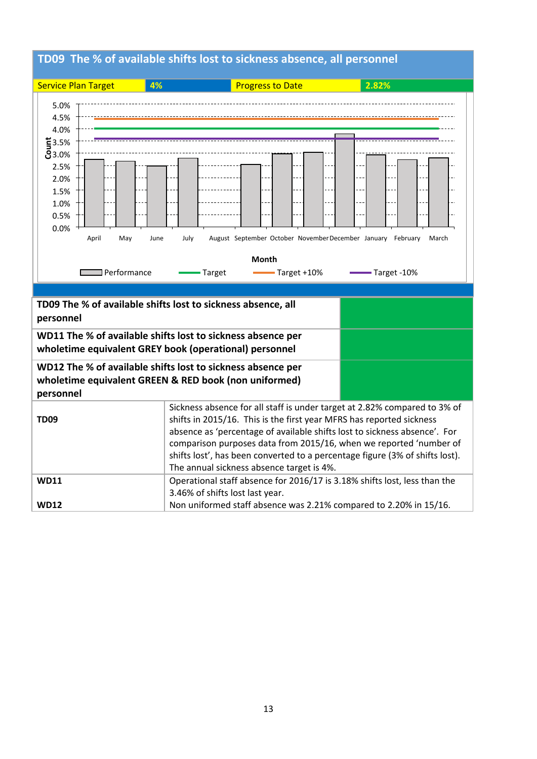## TD09 The % of available shifts lost to sickness absence, all personnel

| Service Plan Target | 4% | Progress to Date | 2.82% |
|---|---|---|---|

| |
|---|
| TD09 The % of available shifts lost to sickness absence, all personnel |
| WD11 The % of available shifts lost to sickness absence per wholetime equivalent GREY book (operational) personnel |
| WD12 The % of available shifts lost to sickness absence per wholetime equivalent GREEN & RED book (non uniformed) personnel |

| | |
|---|---|
| **TD09** | Sickness absence for all staff is under target at 2.82% compared to 3% of shifts in 2015/16. This is the first year MFRS has reported sickness absence as 'percentage of available shifts lost to sickness absence'. For comparison purposes data from 2015/16, when we reported 'number of shifts lost', has been converted to a percentage figure (3% of shifts lost). The annual sickness absence target is 4%. |
| **WD11** | Operational staff absence for 2016/17 is 3.18% shifts lost, less than the 3.46% of shifts lost last year. |
| **WD12** | Non uniformed staff absence was 2.21% compared to 2.20% in 15/16. |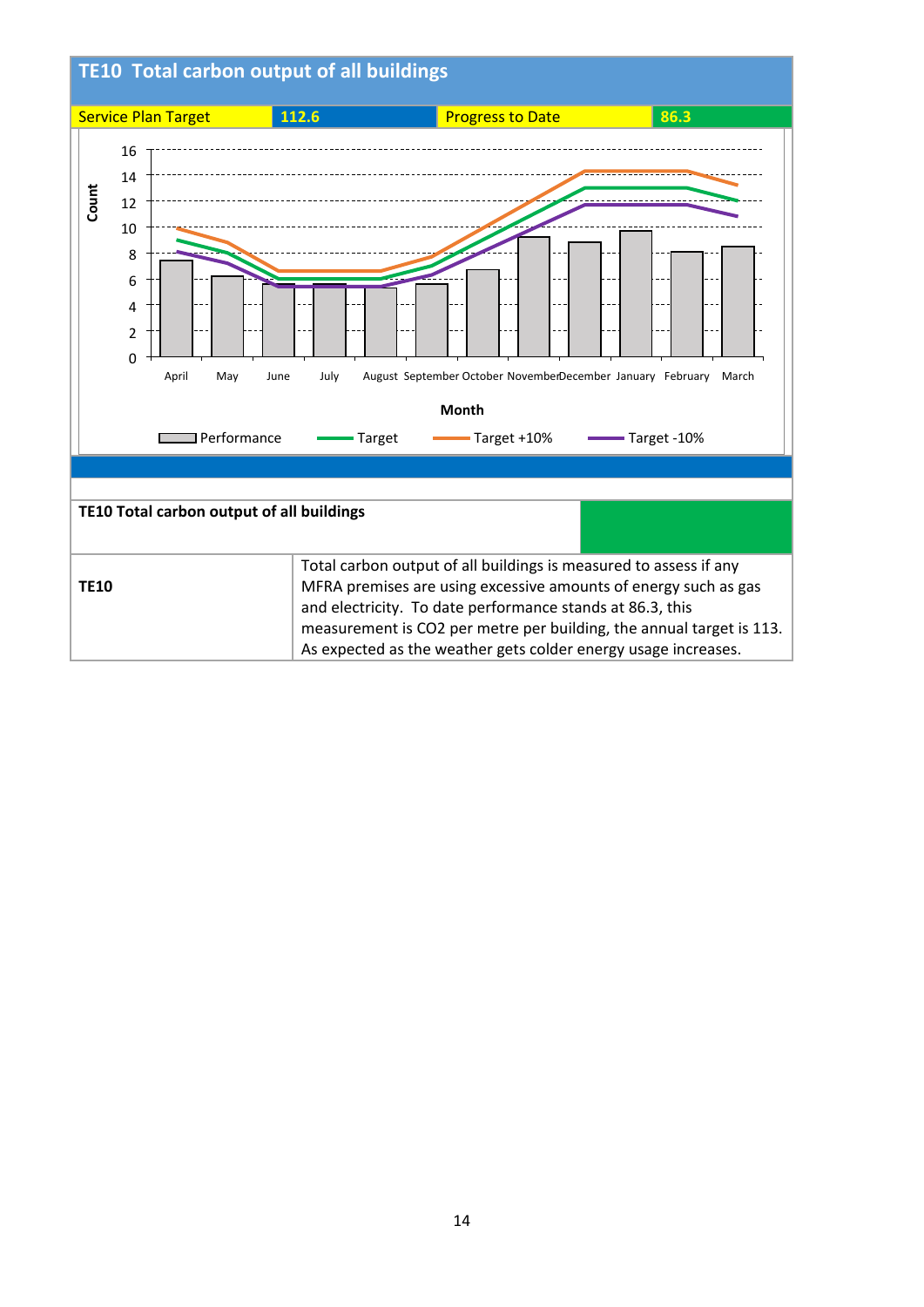## TE10 Total carbon output of all buildings

| | | | |
|---|---|---|---|
| Service Plan Target | 112.6 | Progress to Date | 86.3 |

Count

16
14
12
10
8
6
4
2
0

April May June July August September October November December January February March

Month

Performance Target Target +10% Target -10%

| TE10 Total carbon output of all buildings | |
|---|---|
| **TE10** | Total carbon output of all buildings is measured to assess if any MFRA premises are using excessive amounts of energy such as gas and electricity. To date performance stands at 86.3, this measurement is CO2 per metre per building, the annual target is 113. As expected as the weather gets colder energy usage increases. |